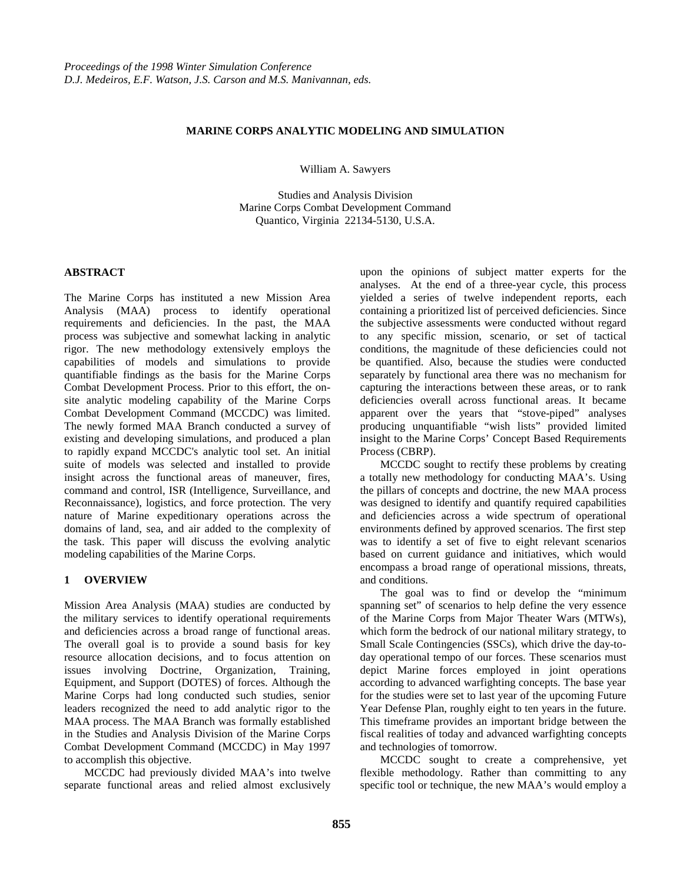# MARINE CORPS ANALYTIC MODELING AND SIMULATION

William A. Sawyers

Studies and Analysis Division
Marine Corps Combat Development Command
Quantico, Virginia 22134-5130, U.S.A.

## ABSTRACT

The Marine Corps has instituted a new Mission Area Analysis (MAA) process to identify operational requirements and deficiencies. In the past, the MAA process was subjective and somewhat lacking in analytic rigor. The new methodology extensively employs the capabilities of models and simulations to provide quantifiable findings as the basis for the Marine Corps Combat Development Process. Prior to this effort, the on-site analytic modeling capability of the Marine Corps Combat Development Command (MCCDC) was limited. The newly formed MAA Branch conducted a survey of existing and developing simulations, and produced a plan to rapidly expand MCCDC's analytic tool set. An initial suite of models was selected and installed to provide insight across the functional areas of maneuver, fires, command and control, ISR (Intelligence, Surveillance, and Reconnaissance), logistics, and force protection. The very nature of Marine expeditionary operations across the domains of land, sea, and air added to the complexity of the task. This paper will discuss the evolving analytic modeling capabilities of the Marine Corps.

## 1 OVERVIEW

Mission Area Analysis (MAA) studies are conducted by the military services to identify operational requirements and deficiencies across a broad range of functional areas. The overall goal is to provide a sound basis for key resource allocation decisions, and to focus attention on issues involving Doctrine, Organization, Training, Equipment, and Support (DOTES) of forces. Although the Marine Corps had long conducted such studies, senior leaders recognized the need to add analytic rigor to the MAA process. The MAA Branch was formally established in the Studies and Analysis Division of the Marine Corps Combat Development Command (MCCDC) in May 1997 to accomplish this objective.

MCCDC had previously divided MAA's into twelve separate functional areas and relied almost exclusively upon the opinions of subject matter experts for the analyses. At the end of a three-year cycle, this process yielded a series of twelve independent reports, each containing a prioritized list of perceived deficiencies. Since the subjective assessments were conducted without regard to any specific mission, scenario, or set of tactical conditions, the magnitude of these deficiencies could not be quantified. Also, because the studies were conducted separately by functional area there was no mechanism for capturing the interactions between these areas, or to rank deficiencies overall across functional areas. It became apparent over the years that "stove-piped" analyses producing unquantifiable "wish lists" provided limited insight to the Marine Corps' Concept Based Requirements Process (CBRP).

MCCDC sought to rectify these problems by creating a totally new methodology for conducting MAA's. Using the pillars of concepts and doctrine, the new MAA process was designed to identify and quantify required capabilities and deficiencies across a wide spectrum of operational environments defined by approved scenarios. The first step was to identify a set of five to eight relevant scenarios based on current guidance and initiatives, which would encompass a broad range of operational missions, threats, and conditions.

The goal was to find or develop the "minimum spanning set" of scenarios to help define the very essence of the Marine Corps from Major Theater Wars (MTWs), which form the bedrock of our national military strategy, to Small Scale Contingencies (SSCs), which drive the day-to-day operational tempo of our forces. These scenarios must depict Marine forces employed in joint operations according to advanced warfighting concepts. The base year for the studies were set to last year of the upcoming Future Year Defense Plan, roughly eight to ten years in the future. This timeframe provides an important bridge between the fiscal realities of today and advanced warfighting concepts and technologies of tomorrow.

MCCDC sought to create a comprehensive, yet flexible methodology. Rather than committing to any specific tool or technique, the new MAA's would employ a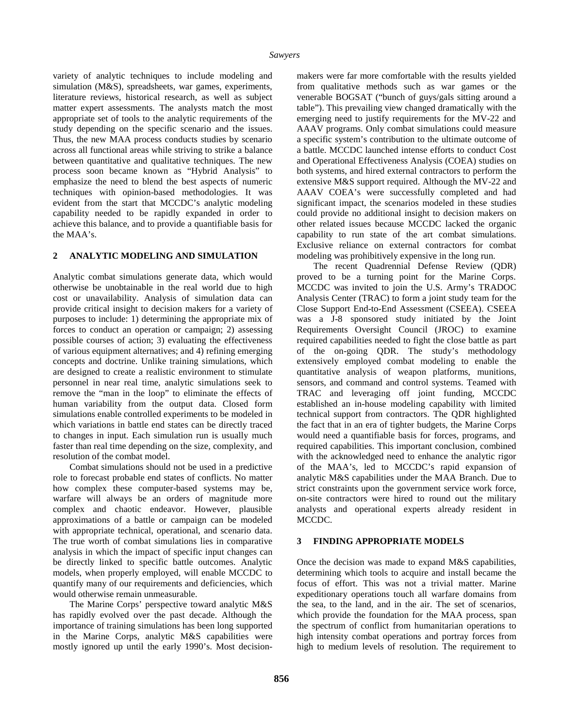variety of analytic techniques to include modeling and simulation (M&S), spreadsheets, war games, experiments, literature reviews, historical research, as well as subject matter expert assessments. The analysts match the most appropriate set of tools to the analytic requirements of the study depending on the specific scenario and the issues. Thus, the new MAA process conducts studies by scenario across all functional areas while striving to strike a balance between quantitative and qualitative techniques. The new process soon became known as "Hybrid Analysis" to emphasize the need to blend the best aspects of numeric techniques with opinion-based methodologies. It was evident from the start that MCCDC's analytic modeling capability needed to be rapidly expanded in order to achieve this balance, and to provide a quantifiable basis for the MAA's.

## 2 ANALYTIC MODELING AND SIMULATION

Analytic combat simulations generate data, which would otherwise be unobtainable in the real world due to high cost or unavailability. Analysis of simulation data can provide critical insight to decision makers for a variety of purposes to include: 1) determining the appropriate mix of forces to conduct an operation or campaign; 2) assessing possible courses of action; 3) evaluating the effectiveness of various equipment alternatives; and 4) refining emerging concepts and doctrine. Unlike training simulations, which are designed to create a realistic environment to stimulate personnel in near real time, analytic simulations seek to remove the "man in the loop" to eliminate the effects of human variability from the output data. Closed form simulations enable controlled experiments to be modeled in which variations in battle end states can be directly traced to changes in input. Each simulation run is usually much faster than real time depending on the size, complexity, and resolution of the combat model.

Combat simulations should not be used in a predictive role to forecast probable end states of conflicts. No matter how complex these computer-based systems may be, warfare will always be an orders of magnitude more complex and chaotic endeavor. However, plausible approximations of a battle or campaign can be modeled with appropriate technical, operational, and scenario data. The true worth of combat simulations lies in comparative analysis in which the impact of specific input changes can be directly linked to specific battle outcomes. Analytic models, when properly employed, will enable MCCDC to quantify many of our requirements and deficiencies, which would otherwise remain unmeasurable.

The Marine Corps' perspective toward analytic M&S has rapidly evolved over the past decade. Although the importance of training simulations has been long supported in the Marine Corps, analytic M&S capabilities were mostly ignored up until the early 1990's. Most decision-makers were far more comfortable with the results yielded from qualitative methods such as war games or the venerable BOGSAT ("bunch of guys/gals sitting around a table"). This prevailing view changed dramatically with the emerging need to justify requirements for the MV-22 and AAAV programs. Only combat simulations could measure a specific system's contribution to the ultimate outcome of a battle. MCCDC launched intense efforts to conduct Cost and Operational Effectiveness Analysis (COEA) studies on both systems, and hired external contractors to perform the extensive M&S support required. Although the MV-22 and AAAV COEA's were successfully completed and had significant impact, the scenarios modeled in these studies could provide no additional insight to decision makers on other related issues because MCCDC lacked the organic capability to run state of the art combat simulations. Exclusive reliance on external contractors for combat modeling was prohibitively expensive in the long run.

The recent Quadrennial Defense Review (QDR) proved to be a turning point for the Marine Corps. MCCDC was invited to join the U.S. Army's TRADOC Analysis Center (TRAC) to form a joint study team for the Close Support End-to-End Assessment (CSEEA). CSEEA was a J-8 sponsored study initiated by the Joint Requirements Oversight Council (JROC) to examine required capabilities needed to fight the close battle as part of the on-going QDR. The study's methodology extensively employed combat modeling to enable the quantitative analysis of weapon platforms, munitions, sensors, and command and control systems. Teamed with TRAC and leveraging off joint funding, MCCDC established an in-house modeling capability with limited technical support from contractors. The QDR highlighted the fact that in an era of tighter budgets, the Marine Corps would need a quantifiable basis for forces, programs, and required capabilities. This important conclusion, combined with the acknowledged need to enhance the analytic rigor of the MAA's, led to MCCDC's rapid expansion of analytic M&S capabilities under the MAA Branch. Due to strict constraints upon the government service work force, on-site contractors were hired to round out the military analysts and operational experts already resident in MCCDC.

## 3 FINDING APPROPRIATE MODELS

Once the decision was made to expand M&S capabilities, determining which tools to acquire and install became the focus of effort. This was not a trivial matter. Marine expeditionary operations touch all warfare domains from the sea, to the land, and in the air. The set of scenarios, which provide the foundation for the MAA process, span the spectrum of conflict from humanitarian operations to high intensity combat operations and portray forces from high to medium levels of resolution. The requirement to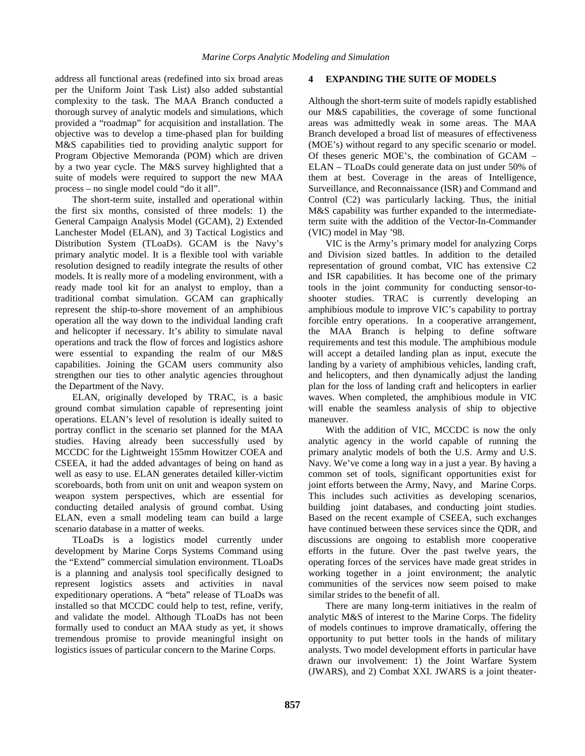address all functional areas (redefined into six broad areas per the Uniform Joint Task List) also added substantial complexity to the task. The MAA Branch conducted a thorough survey of analytic models and simulations, which provided a "roadmap" for acquisition and installation. The objective was to develop a time-phased plan for building M&S capabilities tied to providing analytic support for Program Objective Memoranda (POM) which are driven by a two year cycle. The M&S survey highlighted that a suite of models were required to support the new MAA process – no single model could "do it all".

The short-term suite, installed and operational within the first six months, consisted of three models: 1) the General Campaign Analysis Model (GCAM), 2) Extended Lanchester Model (ELAN), and 3) Tactical Logistics and Distribution System (TLoaDs). GCAM is the Navy's primary analytic model. It is a flexible tool with variable resolution designed to readily integrate the results of other models. It is really more of a modeling environment, with a ready made tool kit for an analyst to employ, than a traditional combat simulation. GCAM can graphically represent the ship-to-shore movement of an amphibious operation all the way down to the individual landing craft and helicopter if necessary. It's ability to simulate naval operations and track the flow of forces and logistics ashore were essential to expanding the realm of our M&S capabilities. Joining the GCAM users community also strengthen our ties to other analytic agencies throughout the Department of the Navy.

ELAN, originally developed by TRAC, is a basic ground combat simulation capable of representing joint operations. ELAN's level of resolution is ideally suited to portray conflict in the scenario set planned for the MAA studies. Having already been successfully used by MCCDC for the Lightweight 155mm Howitzer COEA and CSEEA, it had the added advantages of being on hand as well as easy to use. ELAN generates detailed killer-victim scoreboards, both from unit on unit and weapon system on weapon system perspectives, which are essential for conducting detailed analysis of ground combat. Using ELAN, even a small modeling team can build a large scenario database in a matter of weeks.

TLoaDs is a logistics model currently under development by Marine Corps Systems Command using the "Extend" commercial simulation environment. TLoaDs is a planning and analysis tool specifically designed to represent logistics assets and activities in naval expeditionary operations. A "beta" release of TLoaDs was installed so that MCCDC could help to test, refine, verify, and validate the model. Although TLoaDs has not been formally used to conduct an MAA study as yet, it shows tremendous promise to provide meaningful insight on logistics issues of particular concern to the Marine Corps.

## 4 EXPANDING THE SUITE OF MODELS

Although the short-term suite of models rapidly established our M&S capabilities, the coverage of some functional areas was admittedly weak in some areas. The MAA Branch developed a broad list of measures of effectiveness (MOE's) without regard to any specific scenario or model. Of theses generic MOE's, the combination of GCAM – ELAN – TLoaDs could generate data on just under 50% of them at best. Coverage in the areas of Intelligence, Surveillance, and Reconnaissance (ISR) and Command and Control (C2) was particularly lacking. Thus, the initial M&S capability was further expanded to the intermediate-term suite with the addition of the Vector-In-Commander (VIC) model in May '98.

VIC is the Army's primary model for analyzing Corps and Division sized battles. In addition to the detailed representation of ground combat, VIC has extensive C2 and ISR capabilities. It has become one of the primary tools in the joint community for conducting sensor-to-shooter studies. TRAC is currently developing an amphibious module to improve VIC's capability to portray forcible entry operations. In a cooperative arrangement, the MAA Branch is helping to define software requirements and test this module. The amphibious module will accept a detailed landing plan as input, execute the landing by a variety of amphibious vehicles, landing craft, and helicopters, and then dynamically adjust the landing plan for the loss of landing craft and helicopters in earlier waves. When completed, the amphibious module in VIC will enable the seamless analysis of ship to objective maneuver.

With the addition of VIC, MCCDC is now the only analytic agency in the world capable of running the primary analytic models of both the U.S. Army and U.S. Navy. We've come a long way in a just a year. By having a common set of tools, significant opportunities exist for joint efforts between the Army, Navy, and Marine Corps. This includes such activities as developing scenarios, building joint databases, and conducting joint studies. Based on the recent example of CSEEA, such exchanges have continued between these services since the QDR, and discussions are ongoing to establish more cooperative efforts in the future. Over the past twelve years, the operating forces of the services have made great strides in working together in a joint environment; the analytic communities of the services now seem poised to make similar strides to the benefit of all.

There are many long-term initiatives in the realm of analytic M&S of interest to the Marine Corps. The fidelity of models continues to improve dramatically, offering the opportunity to put better tools in the hands of military analysts. Two model development efforts in particular have drawn our involvement: 1) the Joint Warfare System (JWARS), and 2) Combat XXI. JWARS is a joint theater-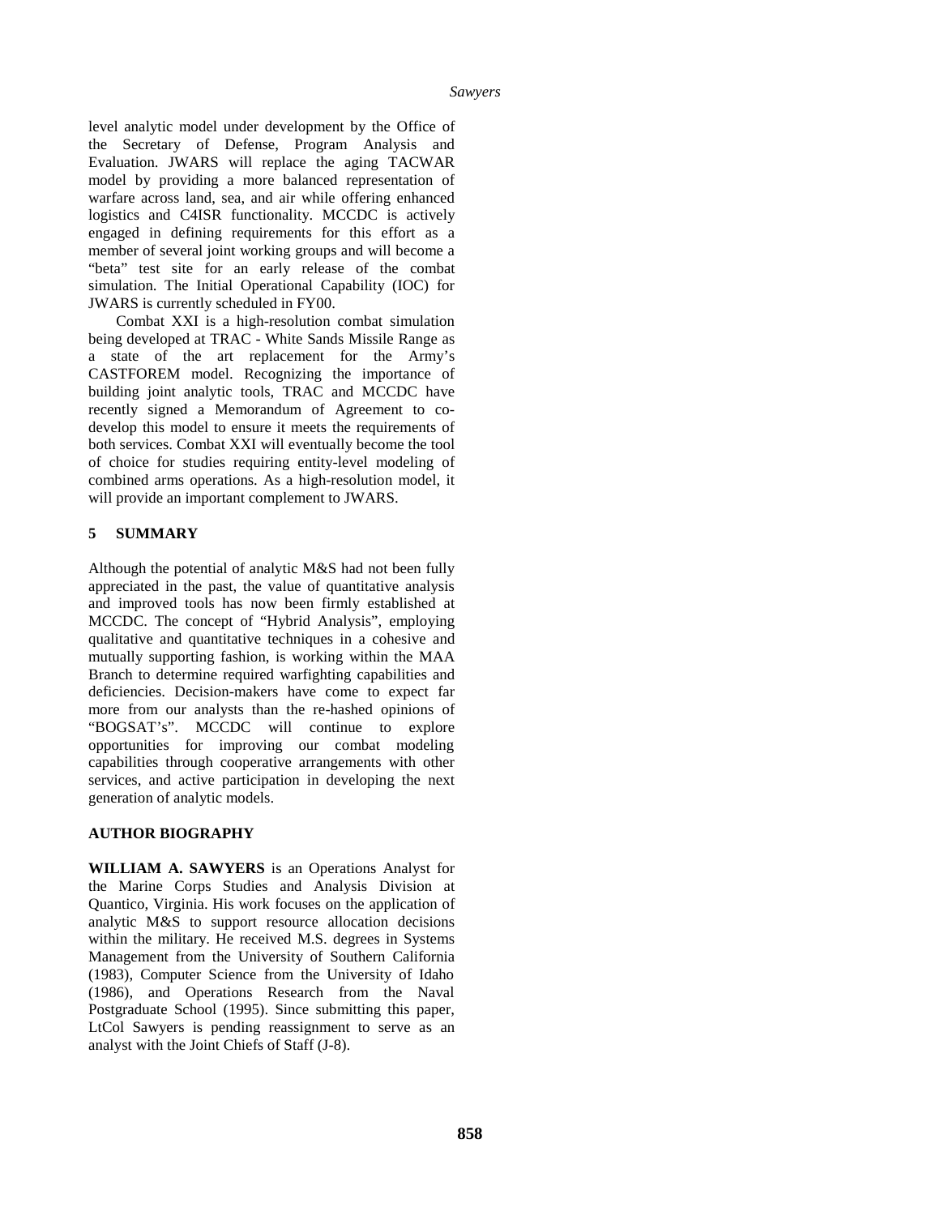level analytic model under development by the Office of the Secretary of Defense, Program Analysis and Evaluation. JWARS will replace the aging TACWAR model by providing a more balanced representation of warfare across land, sea, and air while offering enhanced logistics and C4ISR functionality. MCCDC is actively engaged in defining requirements for this effort as a member of several joint working groups and will become a "beta" test site for an early release of the combat simulation. The Initial Operational Capability (IOC) for JWARS is currently scheduled in FY00.

Combat XXI is a high-resolution combat simulation being developed at TRAC - White Sands Missile Range as a state of the art replacement for the Army's CASTFOREM model. Recognizing the importance of building joint analytic tools, TRAC and MCCDC have recently signed a Memorandum of Agreement to co-develop this model to ensure it meets the requirements of both services. Combat XXI will eventually become the tool of choice for studies requiring entity-level modeling of combined arms operations. As a high-resolution model, it will provide an important complement to JWARS.

## 5 SUMMARY

Although the potential of analytic M&S had not been fully appreciated in the past, the value of quantitative analysis and improved tools has now been firmly established at MCCDC. The concept of "Hybrid Analysis", employing qualitative and quantitative techniques in a cohesive and mutually supporting fashion, is working within the MAA Branch to determine required warfighting capabilities and deficiencies. Decision-makers have come to expect far more from our analysts than the re-hashed opinions of "BOGSAT's". MCCDC will continue to explore opportunities for improving our combat modeling capabilities through cooperative arrangements with other services, and active participation in developing the next generation of analytic models.

## AUTHOR BIOGRAPHY

**WILLIAM A. SAWYERS** is an Operations Analyst for the Marine Corps Studies and Analysis Division at Quantico, Virginia. His work focuses on the application of analytic M&S to support resource allocation decisions within the military. He received M.S. degrees in Systems Management from the University of Southern California (1983), Computer Science from the University of Idaho (1986), and Operations Research from the Naval Postgraduate School (1995). Since submitting this paper, LtCol Sawyers is pending reassignment to serve as an analyst with the Joint Chiefs of Staff (J-8).